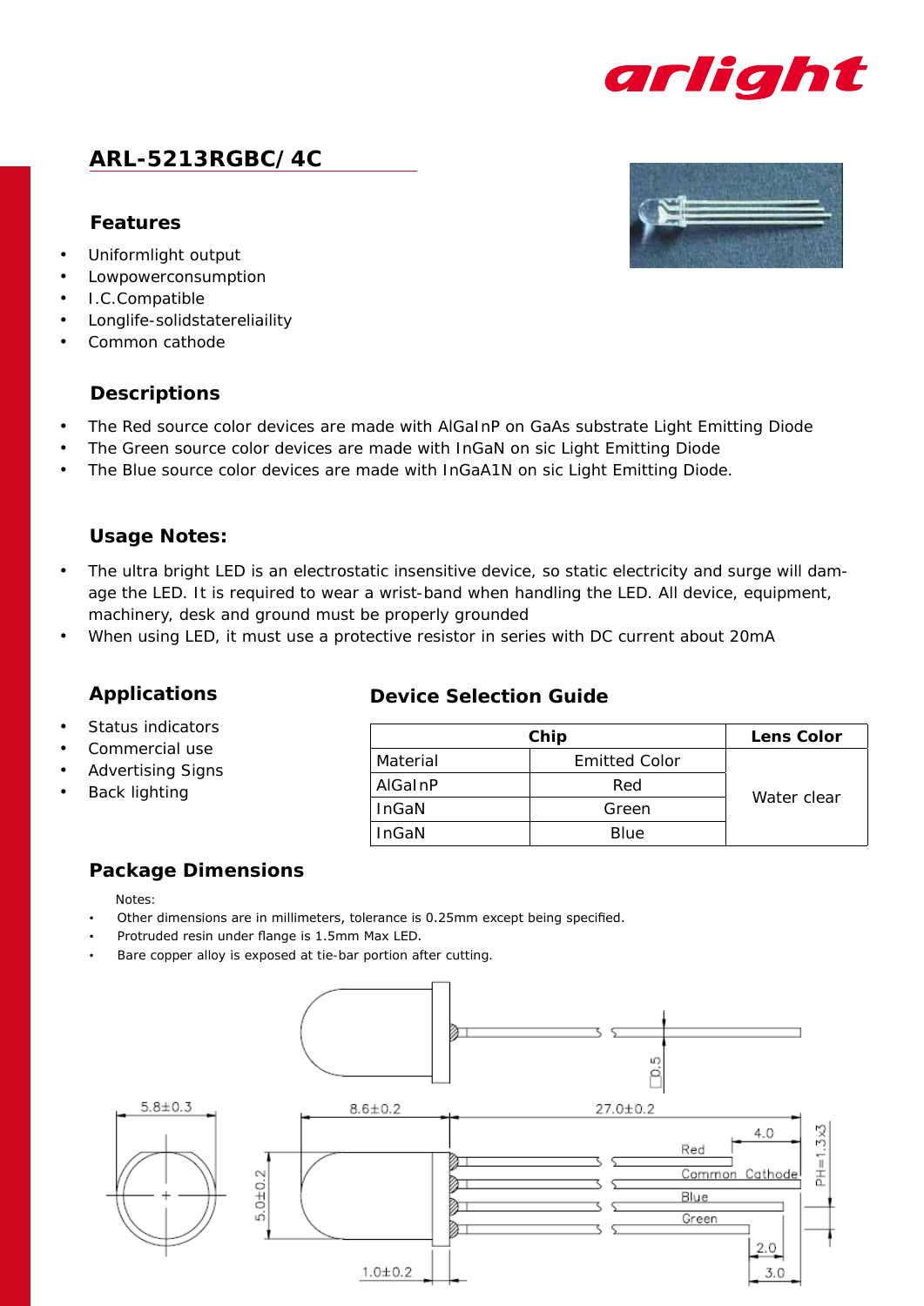# ARL-5213RGBC/4C

## Features

- Uniformlight output
- Lowpowerconsumption
- I.C.Compatible
- Longlife-solidstatereliaility
- Common cathode

## Descriptions

- The Red source color devices are made with AlGaInP on GaAs substrate Light Emitting Diode
- The Green source color devices are made with InGaN on sic Light Emitting Diode
- The Blue source color devices are made with InGaA1N on sic Light Emitting Diode.

## Usage Notes:

- The ultra bright LED is an electrostatic insensitive device, so static electricity and surge will damage the LED. It is required to wear a wrist-band when handling the LED. All device, equipment, machinery, desk and ground must be properly grounded
- When using LED, it must use a protective resistor in series with DC current about 20mA

## Applications

- Status indicators
- Commercial use
- Advertising Signs
- Back lighting

## Device Selection Guide

| Chip | | Lens Color |
|---|---|---|
| Material | Emitted Color | Water clear |
| AlGaInP | Red | |
| InGaN | Green | |
| InGaN | Blue | |

## Package Dimensions

Notes:

- Other dimensions are in millimeters, tolerance is 0.25mm except being specified.
- Protruded resin under flange is 1.5mm Max LED.
- Bare copper alloy is exposed at tie-bar portion after cutting.

5.8±0.3 &nbsp; 8.6±0.2 &nbsp; 27.0±0.2 &nbsp; □0.5 &nbsp; 4.0 &nbsp; PH=1.3x3 &nbsp; 5.0±0.2 &nbsp; 1.0±0.2 &nbsp; 2.0 &nbsp; 3.0

Red, Common Cathode, Blue, Green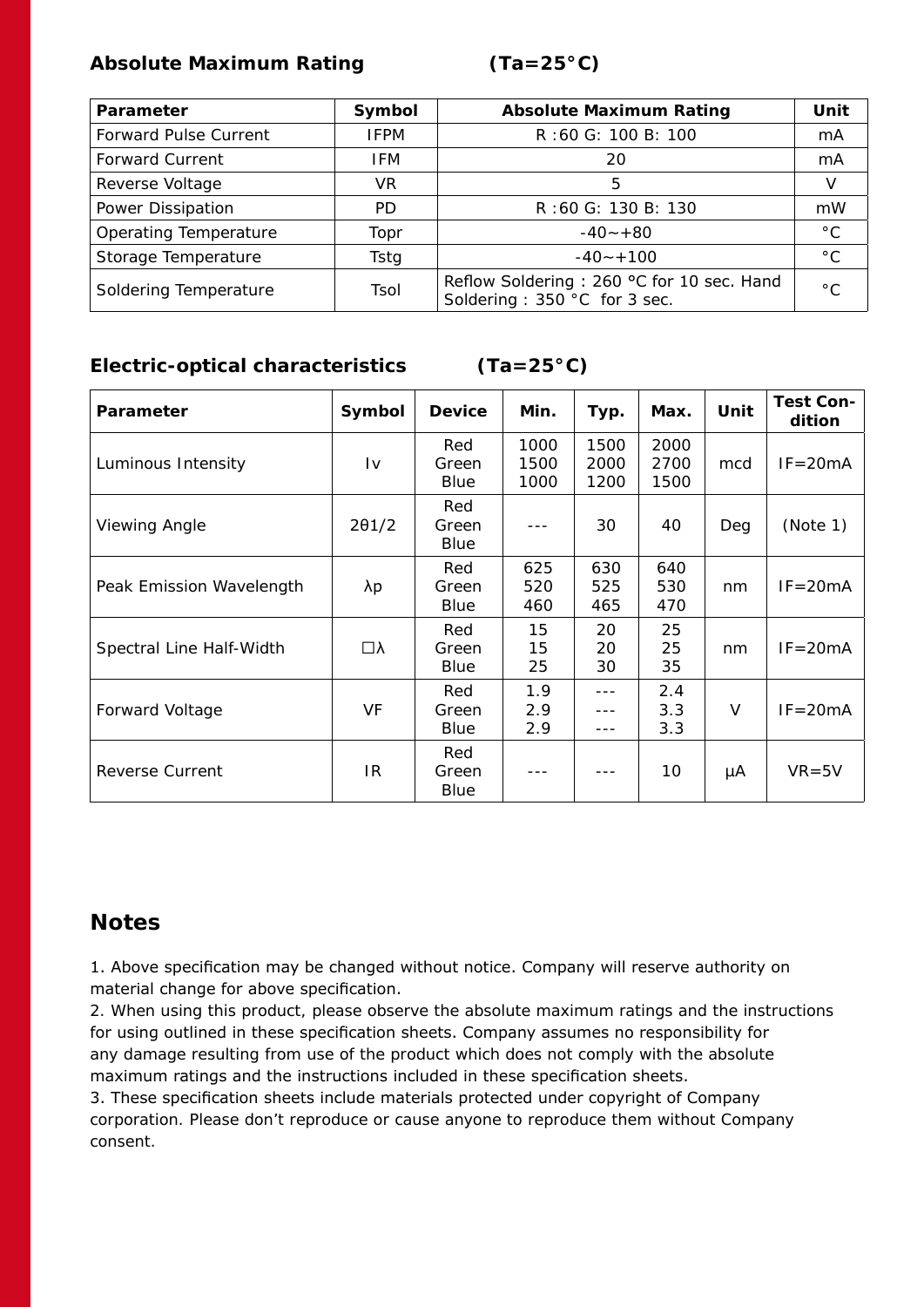## Absolute Maximum Rating (Ta=25°C)

| Parameter | Symbol | Absolute Maximum Rating | Unit |
|---|---|---|---|
| Forward Pulse Current | IFPM | R :60 G: 100 B: 100 | mA |
| Forward Current | IFM | 20 | mA |
| Reverse Voltage | VR | 5 | V |
| Power Dissipation | PD | R :60 G: 130 B: 130 | mW |
| Operating Temperature | Topr | -40~+80 | °C |
| Storage Temperature | Tstg | -40~+100 | °C |
| Soldering Temperature | Tsol | Reflow Soldering : 260 °C for 10 sec. Hand Soldering : 350 °C for 3 sec. | °C |

## Electric-optical characteristics (Ta=25°C)

| Parameter | Symbol | Device | Min. | Typ. | Max. | Unit | Test Condition |
|---|---|---|---|---|---|---|---|
| Luminous Intensity | Iv | Red<br>Green<br>Blue | 1000<br>1500<br>1000 | 1500<br>2000<br>1200 | 2000<br>2700<br>1500 | mcd | IF=20mA |
| Viewing Angle | 2θ1/2 | Red<br>Green<br>Blue | --- | 30 | 40 | Deg | (Note 1) |
| Peak Emission Wavelength | λp | Red<br>Green<br>Blue | 625<br>520<br>460 | 630<br>525<br>465 | 640<br>530<br>470 | nm | IF=20mA |
| Spectral Line Half-Width | ☐λ | Red<br>Green<br>Blue | 15<br>15<br>25 | 20<br>20<br>30 | 25<br>25<br>35 | nm | IF=20mA |
| Forward Voltage | VF | Red<br>Green<br>Blue | 1.9<br>2.9<br>2.9 | ---<br>---<br>--- | 2.4<br>3.3<br>3.3 | V | IF=20mA |
| Reverse Current | IR | Red<br>Green<br>Blue | --- | --- | 10 | μA | VR=5V |

## Notes

1. Above specification may be changed without notice. Company will reserve authority on material change for above specification.
2. When using this product, please observe the absolute maximum ratings and the instructions for using outlined in these specification sheets. Company assumes no responsibility for any damage resulting from use of the product which does not comply with the absolute maximum ratings and the instructions included in these specification sheets.
3. These specification sheets include materials protected under copyright of Company corporation. Please don't reproduce or cause anyone to reproduce them without Company consent.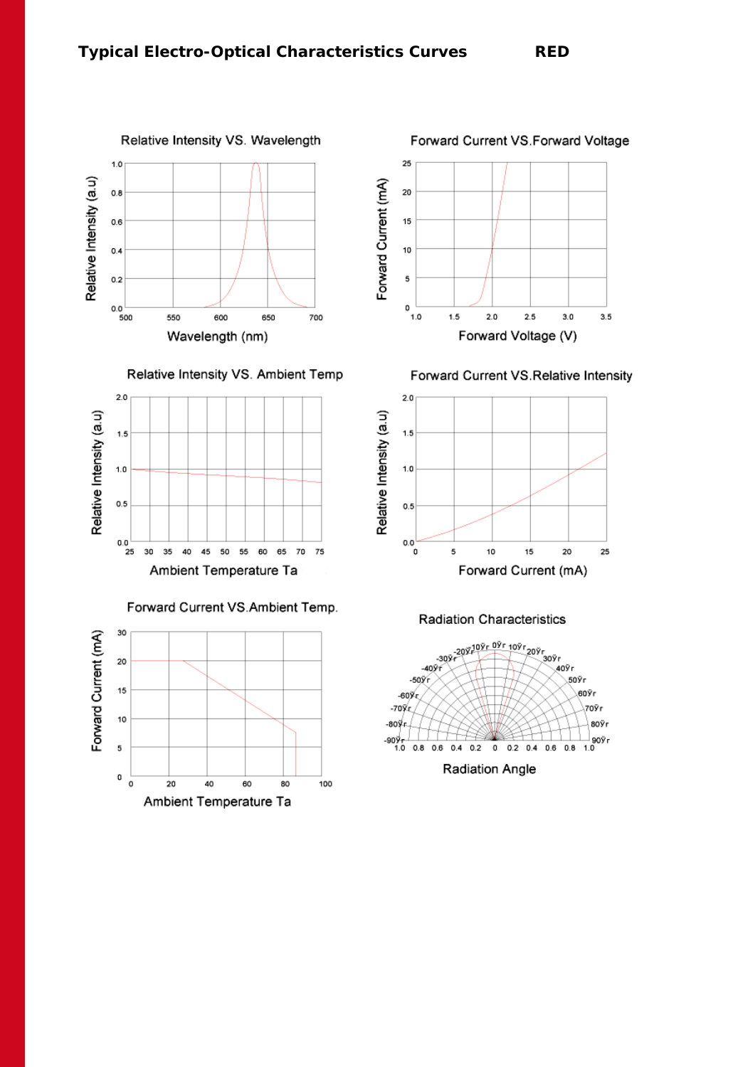# Typical Electro-Optical Characteristics Curves RED

Relative Intensity VS. Wavelength

Forward Current VS.Forward Voltage

Relative Intensity VS. Ambient Temp

Forward Current VS.Relative Intensity

Forward Current VS.Ambient Temp.

Radiation Characteristics

Radiation Angle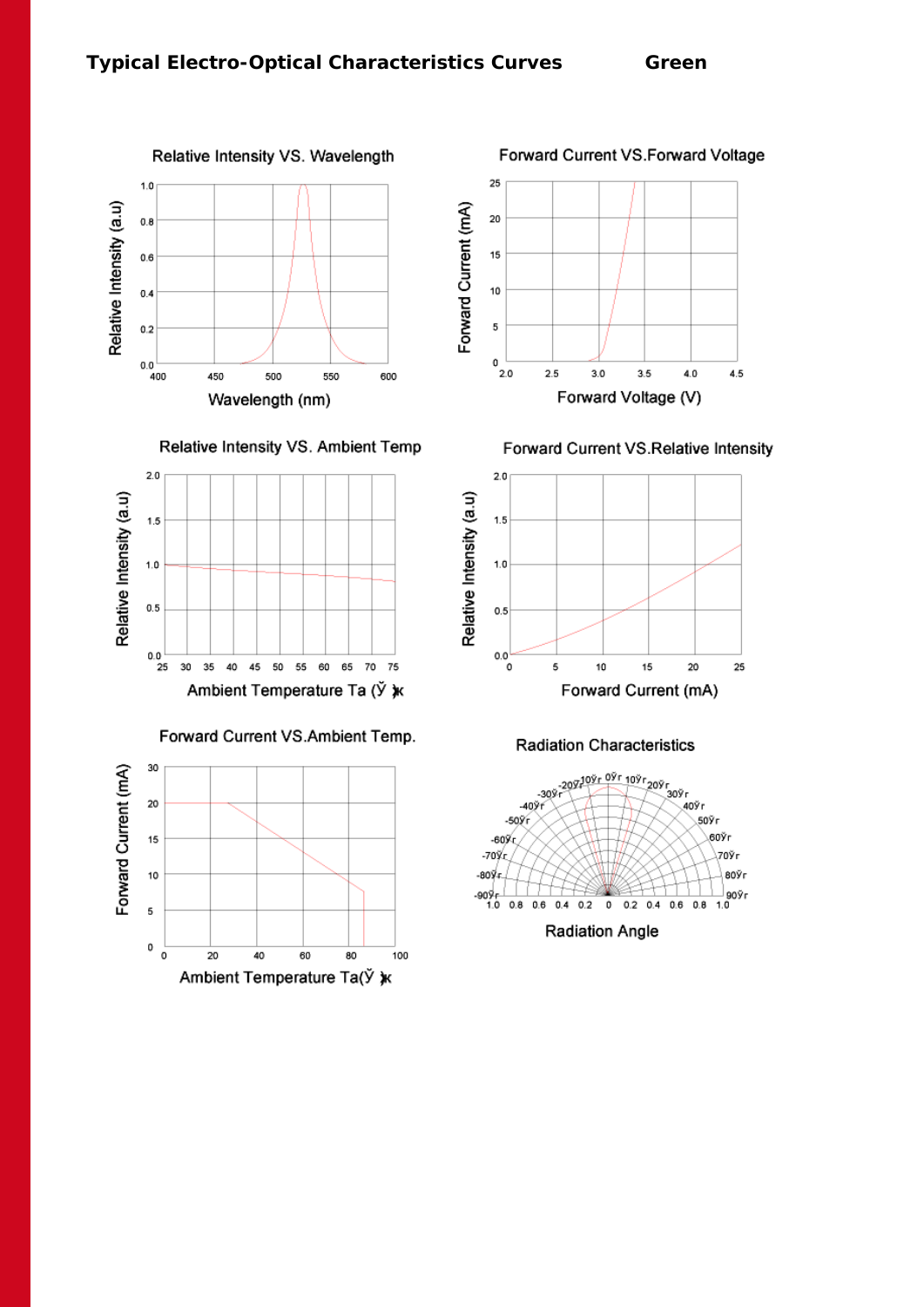**Typical Electro-Optical Characteristics Curves** **Green**

Relative Intensity VS. Wavelength

Relative Intensity (a.u)

1.0
0.8
0.6
0.4
0.2
0.0

400 450 500 550 600

Wavelength (nm)

Forward Current VS.Forward Voltage

Forward Current (mA)

25
20
15
10
5
0

2.0 2.5 3.0 3.5 4.0 4.5

Forward Voltage (V)

Relative Intensity VS. Ambient Temp

Relative Intensity (a.u)

2.0
1.5
1.0
0.5
0.0

25 30 35 40 45 50 55 60 65 70 75

Ambient Temperature Ta (Ÿ )κ

Forward Current VS.Relative Intensity

Relative Intensity (a.u)

2.0
1.5
1.0
0.5
0.0

0 5 10 15 20 25

Forward Current (mA)

Forward Current VS.Ambient Temp.

Forward Current (mA)

30
20
15
10
5
0

0 20 40 60 80 100

Ambient Temperature Ta(Ÿ )κ

Radiation Characteristics

-90Ÿr -80Ÿr -70Ÿr -60Ÿr -50Ÿr -40Ÿr -30Ÿr -20Ÿr -10Ÿr 0Ÿr 10Ÿr 20Ÿr 30Ÿr 40Ÿr 50Ÿr 60Ÿr 70Ÿr 80Ÿr 90Ÿr

1.0 0.8 0.6 0.4 0.2 0 0.2 0.4 0.6 0.8 1.0

Radiation Angle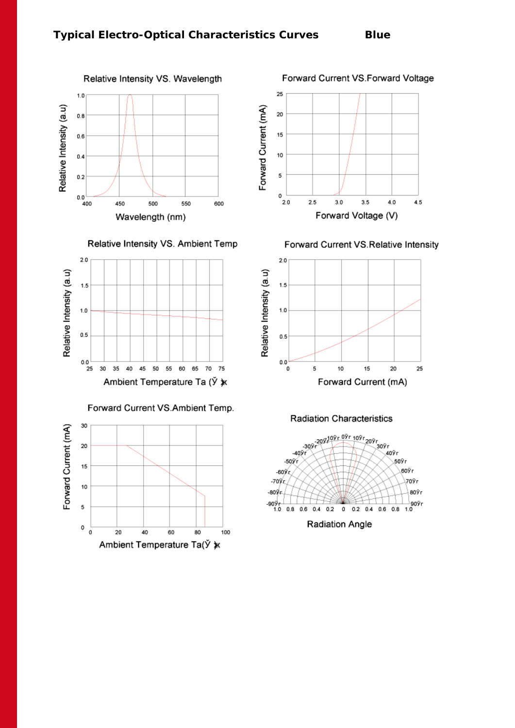## Typical Electro-Optical Characteristics Curves     Blue

Relative Intensity VS. Wavelength

Relative Intensity (a.u)

1.0
0.8
0.6
0.4
0.2
0.0

400 450 500 550 600

Wavelength (nm)

Forward Current VS.Forward Voltage

Forward Current (mA)

25
20
15
10
5
0

2.0 2.5 3.0 3.5 4.0 4.5

Forward Voltage (V)

Relative Intensity VS. Ambient Temp

Relative Intensity (a.u)

2.0
1.5
1.0
0.5
0.0

25 30 35 40 45 50 55 60 65 70 75

Ambient Temperature Ta (Ў )к

Forward Current VS.Relative Intensity

Relative Intensity (a.u)

2.0
1.5
1.0
0.5
0.0

0 5 10 15 20 25

Forward Current (mA)

Forward Current VS.Ambient Temp.

Forward Current (mA)

30
20
15
10
5
0

0 20 40 60 80 100

Ambient Temperature Ta(Ў )к

Radiation Characteristics

-90Ўr -80Ўr -70Ўr -60Ўr -50Ўr -40Ўr -30Ўr -20Ўr -10Ўr 0Ўr 10Ўr 20Ўr 30Ўr 40Ўr 50Ўr 60Ўr 70Ўr 80Ўr 90Ўr

1.0 0.8 0.6 0.4 0.2 0 0.2 0.4 0.6 0.8 1.0

Radiation Angle